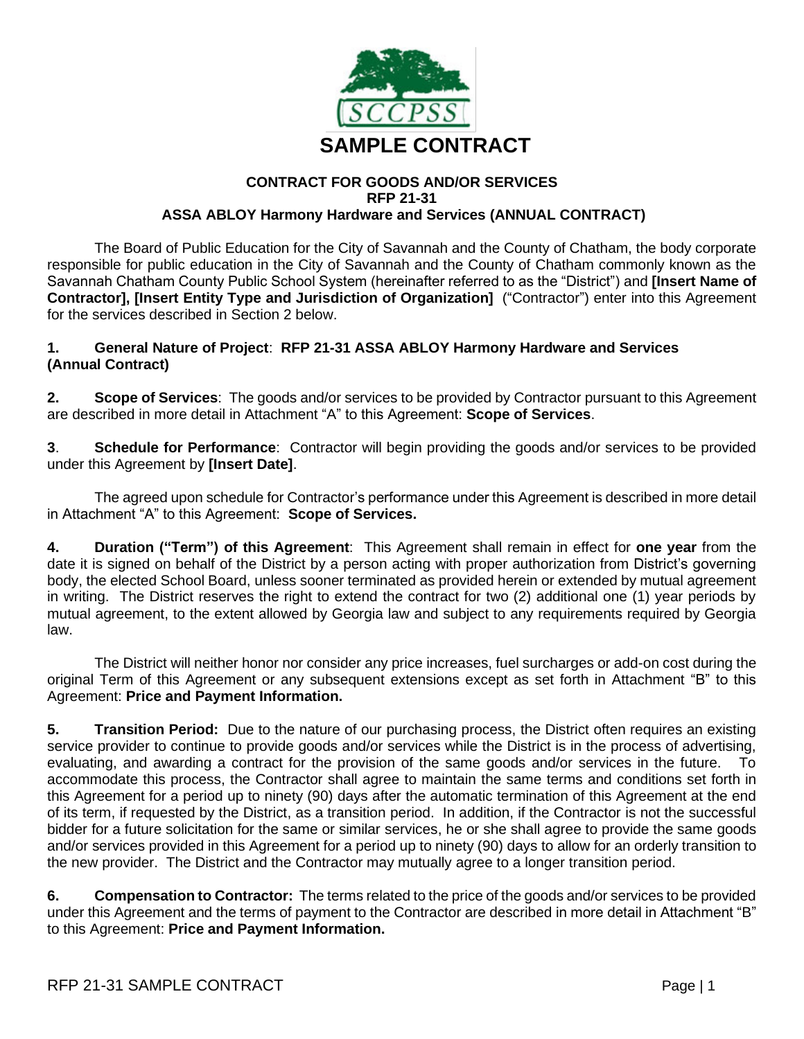# SAMPLE CONTRACT

**CONTRACT FOR GOODS AND/OR SERVICES**
**RFP 21-31**
**ASSA ABLOY Harmony Hardware and Services (ANNUAL CONTRACT)**

The Board of Public Education for the City of Savannah and the County of Chatham, the body corporate responsible for public education in the City of Savannah and the County of Chatham commonly known as the Savannah Chatham County Public School System (hereinafter referred to as the "District") and **[Insert Name of Contractor], [Insert Entity Type and Jurisdiction of Organization]** ("Contractor") enter into this Agreement for the services described in Section 2 below.

**1. General Nature of Project**: **RFP 21-31 ASSA ABLOY Harmony Hardware and Services (Annual Contract)**

**2. Scope of Services**: The goods and/or services to be provided by Contractor pursuant to this Agreement are described in more detail in Attachment "A" to this Agreement: **Scope of Services**.

**3**. **Schedule for Performance**: Contractor will begin providing the goods and/or services to be provided under this Agreement by **[Insert Date]**.

The agreed upon schedule for Contractor's performance under this Agreement is described in more detail in Attachment "A" to this Agreement: **Scope of Services.**

**4. Duration ("Term") of this Agreement**: This Agreement shall remain in effect for **one year** from the date it is signed on behalf of the District by a person acting with proper authorization from District's governing body, the elected School Board, unless sooner terminated as provided herein or extended by mutual agreement in writing. The District reserves the right to extend the contract for two (2) additional one (1) year periods by mutual agreement, to the extent allowed by Georgia law and subject to any requirements required by Georgia law.

The District will neither honor nor consider any price increases, fuel surcharges or add-on cost during the original Term of this Agreement or any subsequent extensions except as set forth in Attachment "B" to this Agreement: **Price and Payment Information.**

**5. Transition Period:** Due to the nature of our purchasing process, the District often requires an existing service provider to continue to provide goods and/or services while the District is in the process of advertising, evaluating, and awarding a contract for the provision of the same goods and/or services in the future. To accommodate this process, the Contractor shall agree to maintain the same terms and conditions set forth in this Agreement for a period up to ninety (90) days after the automatic termination of this Agreement at the end of its term, if requested by the District, as a transition period. In addition, if the Contractor is not the successful bidder for a future solicitation for the same or similar services, he or she shall agree to provide the same goods and/or services provided in this Agreement for a period up to ninety (90) days to allow for an orderly transition to the new provider. The District and the Contractor may mutually agree to a longer transition period.

**6. Compensation to Contractor:** The terms related to the price of the goods and/or services to be provided under this Agreement and the terms of payment to the Contractor are described in more detail in Attachment "B" to this Agreement: **Price and Payment Information.**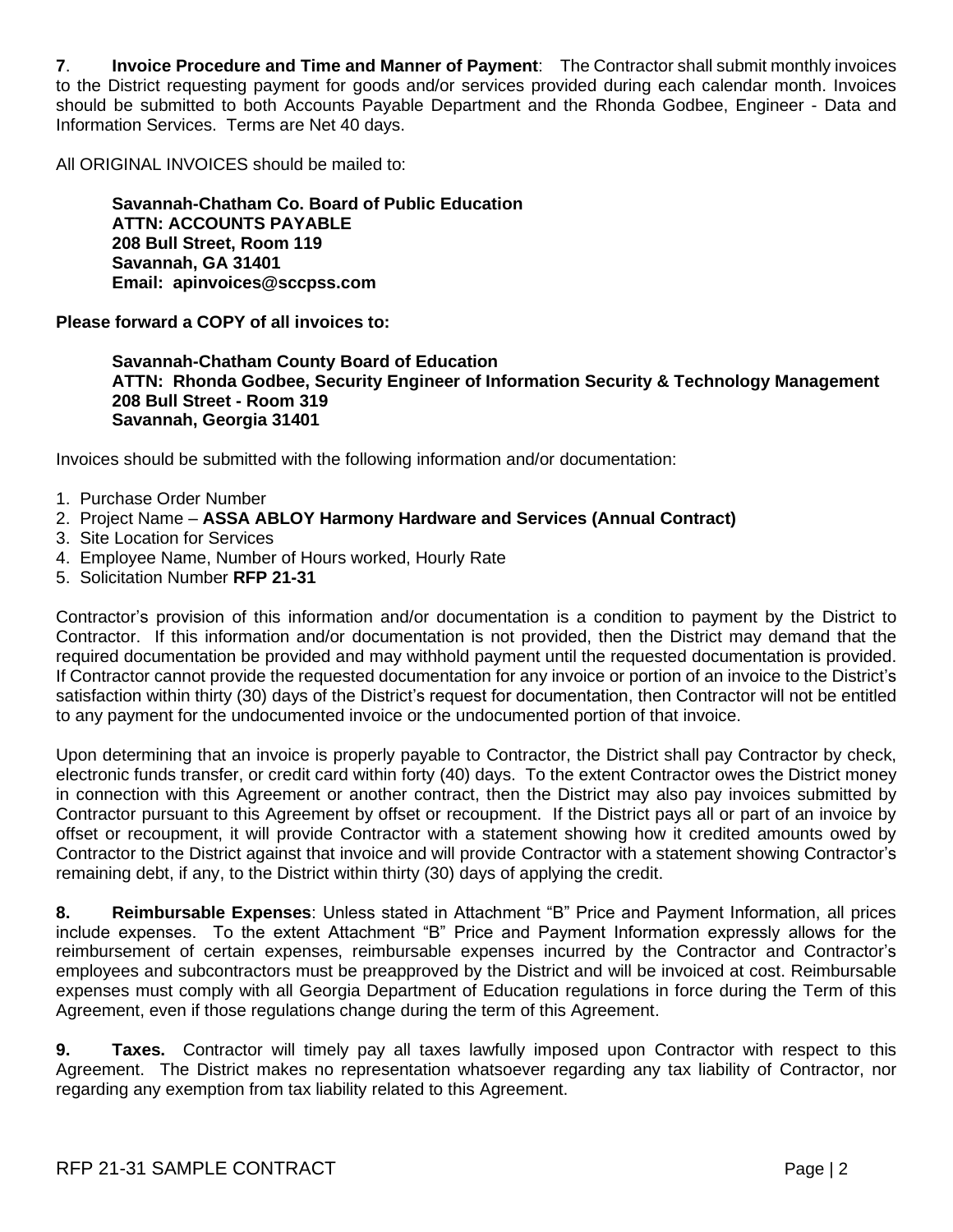**7**. **Invoice Procedure and Time and Manner of Payment**: The Contractor shall submit monthly invoices to the District requesting payment for goods and/or services provided during each calendar month. Invoices should be submitted to both Accounts Payable Department and the Rhonda Godbee, Engineer - Data and Information Services. Terms are Net 40 days.

All ORIGINAL INVOICES should be mailed to:

**Savannah-Chatham Co. Board of Public Education**
**ATTN: ACCOUNTS PAYABLE**
**208 Bull Street, Room 119**
**Savannah, GA 31401**
**Email: apinvoices@sccpss.com**

**Please forward a COPY of all invoices to:**

**Savannah-Chatham County Board of Education**
**ATTN: Rhonda Godbee, Security Engineer of Information Security & Technology Management**
**208 Bull Street - Room 319**
**Savannah, Georgia 31401**

Invoices should be submitted with the following information and/or documentation:

1. Purchase Order Number
2. Project Name – **ASSA ABLOY Harmony Hardware and Services (Annual Contract)**
3. Site Location for Services
4. Employee Name, Number of Hours worked, Hourly Rate
5. Solicitation Number **RFP 21-31**

Contractor's provision of this information and/or documentation is a condition to payment by the District to Contractor. If this information and/or documentation is not provided, then the District may demand that the required documentation be provided and may withhold payment until the requested documentation is provided. If Contractor cannot provide the requested documentation for any invoice or portion of an invoice to the District's satisfaction within thirty (30) days of the District's request for documentation, then Contractor will not be entitled to any payment for the undocumented invoice or the undocumented portion of that invoice.

Upon determining that an invoice is properly payable to Contractor, the District shall pay Contractor by check, electronic funds transfer, or credit card within forty (40) days. To the extent Contractor owes the District money in connection with this Agreement or another contract, then the District may also pay invoices submitted by Contractor pursuant to this Agreement by offset or recoupment. If the District pays all or part of an invoice by offset or recoupment, it will provide Contractor with a statement showing how it credited amounts owed by Contractor to the District against that invoice and will provide Contractor with a statement showing Contractor's remaining debt, if any, to the District within thirty (30) days of applying the credit.

**8. Reimbursable Expenses**: Unless stated in Attachment "B" Price and Payment Information, all prices include expenses. To the extent Attachment "B" Price and Payment Information expressly allows for the reimbursement of certain expenses, reimbursable expenses incurred by the Contractor and Contractor's employees and subcontractors must be preapproved by the District and will be invoiced at cost. Reimbursable expenses must comply with all Georgia Department of Education regulations in force during the Term of this Agreement, even if those regulations change during the term of this Agreement.

**9. Taxes.** Contractor will timely pay all taxes lawfully imposed upon Contractor with respect to this Agreement. The District makes no representation whatsoever regarding any tax liability of Contractor, nor regarding any exemption from tax liability related to this Agreement.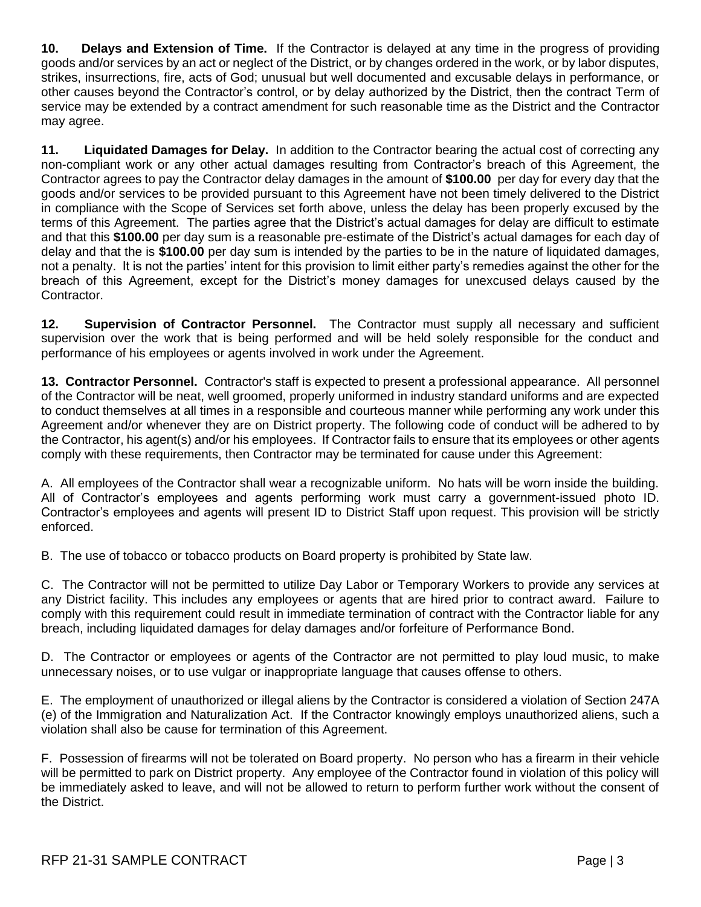**10. Delays and Extension of Time.** If the Contractor is delayed at any time in the progress of providing goods and/or services by an act or neglect of the District, or by changes ordered in the work, or by labor disputes, strikes, insurrections, fire, acts of God; unusual but well documented and excusable delays in performance, or other causes beyond the Contractor's control, or by delay authorized by the District, then the contract Term of service may be extended by a contract amendment for such reasonable time as the District and the Contractor may agree.

**11. Liquidated Damages for Delay.** In addition to the Contractor bearing the actual cost of correcting any non-compliant work or any other actual damages resulting from Contractor's breach of this Agreement, the Contractor agrees to pay the Contractor delay damages in the amount of **$100.00** per day for every day that the goods and/or services to be provided pursuant to this Agreement have not been timely delivered to the District in compliance with the Scope of Services set forth above, unless the delay has been properly excused by the terms of this Agreement. The parties agree that the District's actual damages for delay are difficult to estimate and that this **$100.00** per day sum is a reasonable pre-estimate of the District's actual damages for each day of delay and that the is **$100.00** per day sum is intended by the parties to be in the nature of liquidated damages, not a penalty. It is not the parties' intent for this provision to limit either party's remedies against the other for the breach of this Agreement, except for the District's money damages for unexcused delays caused by the Contractor.

**12. Supervision of Contractor Personnel.** The Contractor must supply all necessary and sufficient supervision over the work that is being performed and will be held solely responsible for the conduct and performance of his employees or agents involved in work under the Agreement.

**13. Contractor Personnel.** Contractor's staff is expected to present a professional appearance. All personnel of the Contractor will be neat, well groomed, properly uniformed in industry standard uniforms and are expected to conduct themselves at all times in a responsible and courteous manner while performing any work under this Agreement and/or whenever they are on District property. The following code of conduct will be adhered to by the Contractor, his agent(s) and/or his employees. If Contractor fails to ensure that its employees or other agents comply with these requirements, then Contractor may be terminated for cause under this Agreement:

A. All employees of the Contractor shall wear a recognizable uniform. No hats will be worn inside the building. All of Contractor's employees and agents performing work must carry a government-issued photo ID. Contractor's employees and agents will present ID to District Staff upon request. This provision will be strictly enforced.

B. The use of tobacco or tobacco products on Board property is prohibited by State law.

C. The Contractor will not be permitted to utilize Day Labor or Temporary Workers to provide any services at any District facility. This includes any employees or agents that are hired prior to contract award. Failure to comply with this requirement could result in immediate termination of contract with the Contractor liable for any breach, including liquidated damages for delay damages and/or forfeiture of Performance Bond.

D. The Contractor or employees or agents of the Contractor are not permitted to play loud music, to make unnecessary noises, or to use vulgar or inappropriate language that causes offense to others.

E. The employment of unauthorized or illegal aliens by the Contractor is considered a violation of Section 247A (e) of the Immigration and Naturalization Act. If the Contractor knowingly employs unauthorized aliens, such a violation shall also be cause for termination of this Agreement.

F. Possession of firearms will not be tolerated on Board property. No person who has a firearm in their vehicle will be permitted to park on District property. Any employee of the Contractor found in violation of this policy will be immediately asked to leave, and will not be allowed to return to perform further work without the consent of the District.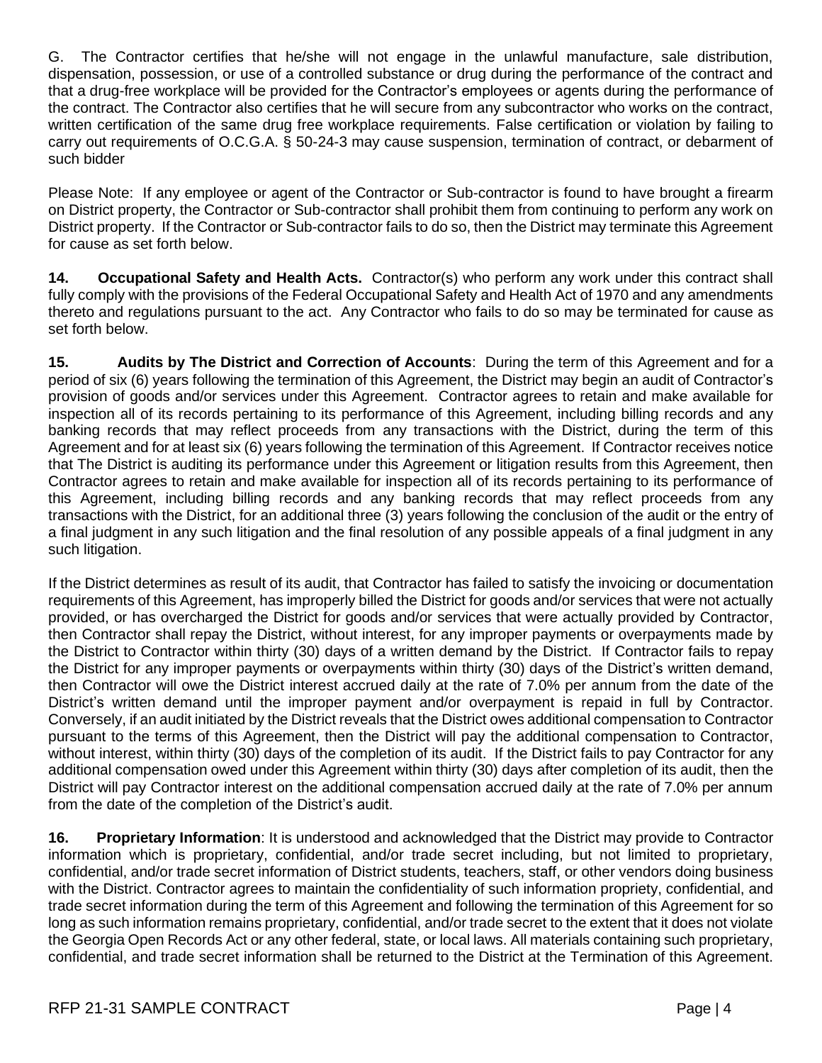G. The Contractor certifies that he/she will not engage in the unlawful manufacture, sale distribution, dispensation, possession, or use of a controlled substance or drug during the performance of the contract and that a drug-free workplace will be provided for the Contractor's employees or agents during the performance of the contract. The Contractor also certifies that he will secure from any subcontractor who works on the contract, written certification of the same drug free workplace requirements. False certification or violation by failing to carry out requirements of O.C.G.A. § 50-24-3 may cause suspension, termination of contract, or debarment of such bidder

Please Note: If any employee or agent of the Contractor or Sub-contractor is found to have brought a firearm on District property, the Contractor or Sub-contractor shall prohibit them from continuing to perform any work on District property. If the Contractor or Sub-contractor fails to do so, then the District may terminate this Agreement for cause as set forth below.

**14. Occupational Safety and Health Acts.** Contractor(s) who perform any work under this contract shall fully comply with the provisions of the Federal Occupational Safety and Health Act of 1970 and any amendments thereto and regulations pursuant to the act. Any Contractor who fails to do so may be terminated for cause as set forth below.

**15. Audits by The District and Correction of Accounts**: During the term of this Agreement and for a period of six (6) years following the termination of this Agreement, the District may begin an audit of Contractor's provision of goods and/or services under this Agreement. Contractor agrees to retain and make available for inspection all of its records pertaining to its performance of this Agreement, including billing records and any banking records that may reflect proceeds from any transactions with the District, during the term of this Agreement and for at least six (6) years following the termination of this Agreement. If Contractor receives notice that The District is auditing its performance under this Agreement or litigation results from this Agreement, then Contractor agrees to retain and make available for inspection all of its records pertaining to its performance of this Agreement, including billing records and any banking records that may reflect proceeds from any transactions with the District, for an additional three (3) years following the conclusion of the audit or the entry of a final judgment in any such litigation and the final resolution of any possible appeals of a final judgment in any such litigation.

If the District determines as result of its audit, that Contractor has failed to satisfy the invoicing or documentation requirements of this Agreement, has improperly billed the District for goods and/or services that were not actually provided, or has overcharged the District for goods and/or services that were actually provided by Contractor, then Contractor shall repay the District, without interest, for any improper payments or overpayments made by the District to Contractor within thirty (30) days of a written demand by the District. If Contractor fails to repay the District for any improper payments or overpayments within thirty (30) days of the District's written demand, then Contractor will owe the District interest accrued daily at the rate of 7.0% per annum from the date of the District's written demand until the improper payment and/or overpayment is repaid in full by Contractor. Conversely, if an audit initiated by the District reveals that the District owes additional compensation to Contractor pursuant to the terms of this Agreement, then the District will pay the additional compensation to Contractor, without interest, within thirty (30) days of the completion of its audit. If the District fails to pay Contractor for any additional compensation owed under this Agreement within thirty (30) days after completion of its audit, then the District will pay Contractor interest on the additional compensation accrued daily at the rate of 7.0% per annum from the date of the completion of the District's audit.

**16. Proprietary Information**: It is understood and acknowledged that the District may provide to Contractor information which is proprietary, confidential, and/or trade secret including, but not limited to proprietary, confidential, and/or trade secret information of District students, teachers, staff, or other vendors doing business with the District. Contractor agrees to maintain the confidentiality of such information propriety, confidential, and trade secret information during the term of this Agreement and following the termination of this Agreement for so long as such information remains proprietary, confidential, and/or trade secret to the extent that it does not violate the Georgia Open Records Act or any other federal, state, or local laws. All materials containing such proprietary, confidential, and trade secret information shall be returned to the District at the Termination of this Agreement.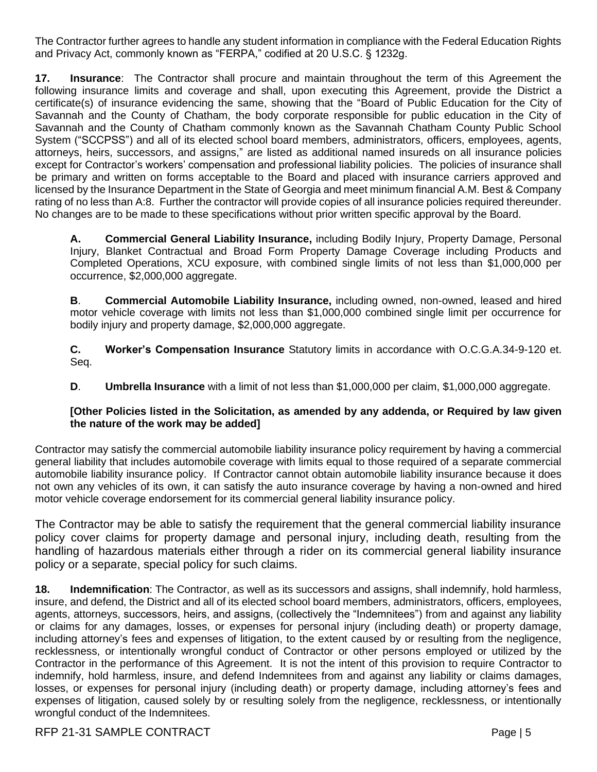The Contractor further agrees to handle any student information in compliance with the Federal Education Rights and Privacy Act, commonly known as "FERPA," codified at 20 U.S.C. § 1232g.

**17. Insurance**: The Contractor shall procure and maintain throughout the term of this Agreement the following insurance limits and coverage and shall, upon executing this Agreement, provide the District a certificate(s) of insurance evidencing the same, showing that the "Board of Public Education for the City of Savannah and the County of Chatham, the body corporate responsible for public education in the City of Savannah and the County of Chatham commonly known as the Savannah Chatham County Public School System ("SCCPSS") and all of its elected school board members, administrators, officers, employees, agents, attorneys, heirs, successors, and assigns," are listed as additional named insureds on all insurance policies except for Contractor's workers' compensation and professional liability policies. The policies of insurance shall be primary and written on forms acceptable to the Board and placed with insurance carriers approved and licensed by the Insurance Department in the State of Georgia and meet minimum financial A.M. Best & Company rating of no less than A:8. Further the contractor will provide copies of all insurance policies required thereunder. No changes are to be made to these specifications without prior written specific approval by the Board.

> **A. Commercial General Liability Insurance,** including Bodily Injury, Property Damage, Personal Injury, Blanket Contractual and Broad Form Property Damage Coverage including Products and Completed Operations, XCU exposure, with combined single limits of not less than $1,000,000 per occurrence, $2,000,000 aggregate.
>
> **B**. **Commercial Automobile Liability Insurance,** including owned, non-owned, leased and hired motor vehicle coverage with limits not less than $1,000,000 combined single limit per occurrence for bodily injury and property damage, $2,000,000 aggregate.
>
> **C. Worker's Compensation Insurance** Statutory limits in accordance with O.C.G.A.34-9-120 et. Seq.
>
> **D**. **Umbrella Insurance** with a limit of not less than $1,000,000 per claim, $1,000,000 aggregate.
>
> **[Other Policies listed in the Solicitation, as amended by any addenda, or Required by law given the nature of the work may be added]**

Contractor may satisfy the commercial automobile liability insurance policy requirement by having a commercial general liability that includes automobile coverage with limits equal to those required of a separate commercial automobile liability insurance policy. If Contractor cannot obtain automobile liability insurance because it does not own any vehicles of its own, it can satisfy the auto insurance coverage by having a non-owned and hired motor vehicle coverage endorsement for its commercial general liability insurance policy.

The Contractor may be able to satisfy the requirement that the general commercial liability insurance policy cover claims for property damage and personal injury, including death, resulting from the handling of hazardous materials either through a rider on its commercial general liability insurance policy or a separate, special policy for such claims.

**18. Indemnification**: The Contractor, as well as its successors and assigns, shall indemnify, hold harmless, insure, and defend, the District and all of its elected school board members, administrators, officers, employees, agents, attorneys, successors, heirs, and assigns, (collectively the "Indemnitees") from and against any liability or claims for any damages, losses, or expenses for personal injury (including death) or property damage, including attorney's fees and expenses of litigation, to the extent caused by or resulting from the negligence, recklessness, or intentionally wrongful conduct of Contractor or other persons employed or utilized by the Contractor in the performance of this Agreement. It is not the intent of this provision to require Contractor to indemnify, hold harmless, insure, and defend Indemnitees from and against any liability or claims damages, losses, or expenses for personal injury (including death) or property damage, including attorney's fees and expenses of litigation, caused solely by or resulting solely from the negligence, recklessness, or intentionally wrongful conduct of the Indemnitees.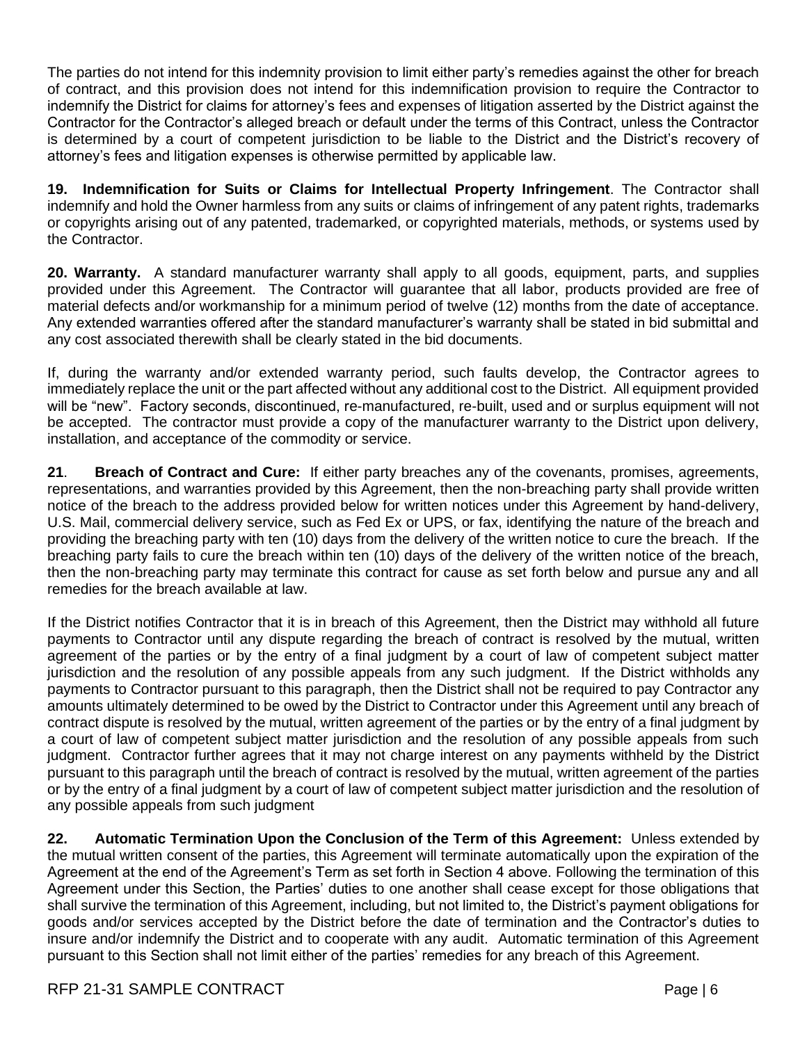The parties do not intend for this indemnity provision to limit either party's remedies against the other for breach of contract, and this provision does not intend for this indemnification provision to require the Contractor to indemnify the District for claims for attorney's fees and expenses of litigation asserted by the District against the Contractor for the Contractor's alleged breach or default under the terms of this Contract, unless the Contractor is determined by a court of competent jurisdiction to be liable to the District and the District's recovery of attorney's fees and litigation expenses is otherwise permitted by applicable law.

**19. Indemnification for Suits or Claims for Intellectual Property Infringement**. The Contractor shall indemnify and hold the Owner harmless from any suits or claims of infringement of any patent rights, trademarks or copyrights arising out of any patented, trademarked, or copyrighted materials, methods, or systems used by the Contractor.

**20. Warranty.** A standard manufacturer warranty shall apply to all goods, equipment, parts, and supplies provided under this Agreement. The Contractor will guarantee that all labor, products provided are free of material defects and/or workmanship for a minimum period of twelve (12) months from the date of acceptance. Any extended warranties offered after the standard manufacturer's warranty shall be stated in bid submittal and any cost associated therewith shall be clearly stated in the bid documents.

If, during the warranty and/or extended warranty period, such faults develop, the Contractor agrees to immediately replace the unit or the part affected without any additional cost to the District. All equipment provided will be "new". Factory seconds, discontinued, re-manufactured, re-built, used and or surplus equipment will not be accepted. The contractor must provide a copy of the manufacturer warranty to the District upon delivery, installation, and acceptance of the commodity or service.

**21**. **Breach of Contract and Cure:** If either party breaches any of the covenants, promises, agreements, representations, and warranties provided by this Agreement, then the non-breaching party shall provide written notice of the breach to the address provided below for written notices under this Agreement by hand-delivery, U.S. Mail, commercial delivery service, such as Fed Ex or UPS, or fax, identifying the nature of the breach and providing the breaching party with ten (10) days from the delivery of the written notice to cure the breach. If the breaching party fails to cure the breach within ten (10) days of the delivery of the written notice of the breach, then the non-breaching party may terminate this contract for cause as set forth below and pursue any and all remedies for the breach available at law.

If the District notifies Contractor that it is in breach of this Agreement, then the District may withhold all future payments to Contractor until any dispute regarding the breach of contract is resolved by the mutual, written agreement of the parties or by the entry of a final judgment by a court of law of competent subject matter jurisdiction and the resolution of any possible appeals from any such judgment. If the District withholds any payments to Contractor pursuant to this paragraph, then the District shall not be required to pay Contractor any amounts ultimately determined to be owed by the District to Contractor under this Agreement until any breach of contract dispute is resolved by the mutual, written agreement of the parties or by the entry of a final judgment by a court of law of competent subject matter jurisdiction and the resolution of any possible appeals from such judgment. Contractor further agrees that it may not charge interest on any payments withheld by the District pursuant to this paragraph until the breach of contract is resolved by the mutual, written agreement of the parties or by the entry of a final judgment by a court of law of competent subject matter jurisdiction and the resolution of any possible appeals from such judgment

**22. Automatic Termination Upon the Conclusion of the Term of this Agreement:** Unless extended by the mutual written consent of the parties, this Agreement will terminate automatically upon the expiration of the Agreement at the end of the Agreement's Term as set forth in Section 4 above. Following the termination of this Agreement under this Section, the Parties' duties to one another shall cease except for those obligations that shall survive the termination of this Agreement, including, but not limited to, the District's payment obligations for goods and/or services accepted by the District before the date of termination and the Contractor's duties to insure and/or indemnify the District and to cooperate with any audit. Automatic termination of this Agreement pursuant to this Section shall not limit either of the parties' remedies for any breach of this Agreement.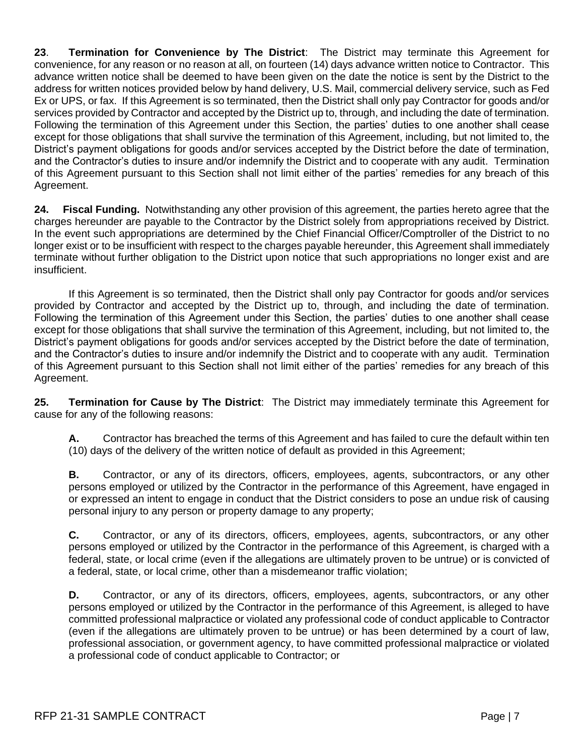**23**. **Termination for Convenience by The District**: The District may terminate this Agreement for convenience, for any reason or no reason at all, on fourteen (14) days advance written notice to Contractor. This advance written notice shall be deemed to have been given on the date the notice is sent by the District to the address for written notices provided below by hand delivery, U.S. Mail, commercial delivery service, such as Fed Ex or UPS, or fax. If this Agreement is so terminated, then the District shall only pay Contractor for goods and/or services provided by Contractor and accepted by the District up to, through, and including the date of termination. Following the termination of this Agreement under this Section, the parties' duties to one another shall cease except for those obligations that shall survive the termination of this Agreement, including, but not limited to, the District's payment obligations for goods and/or services accepted by the District before the date of termination, and the Contractor's duties to insure and/or indemnify the District and to cooperate with any audit. Termination of this Agreement pursuant to this Section shall not limit either of the parties' remedies for any breach of this Agreement.

**24. Fiscal Funding.** Notwithstanding any other provision of this agreement, the parties hereto agree that the charges hereunder are payable to the Contractor by the District solely from appropriations received by District. In the event such appropriations are determined by the Chief Financial Officer/Comptroller of the District to no longer exist or to be insufficient with respect to the charges payable hereunder, this Agreement shall immediately terminate without further obligation to the District upon notice that such appropriations no longer exist and are insufficient.

If this Agreement is so terminated, then the District shall only pay Contractor for goods and/or services provided by Contractor and accepted by the District up to, through, and including the date of termination. Following the termination of this Agreement under this Section, the parties' duties to one another shall cease except for those obligations that shall survive the termination of this Agreement, including, but not limited to, the District's payment obligations for goods and/or services accepted by the District before the date of termination, and the Contractor's duties to insure and/or indemnify the District and to cooperate with any audit. Termination of this Agreement pursuant to this Section shall not limit either of the parties' remedies for any breach of this Agreement.

**25. Termination for Cause by The District**: The District may immediately terminate this Agreement for cause for any of the following reasons:

**A.** Contractor has breached the terms of this Agreement and has failed to cure the default within ten (10) days of the delivery of the written notice of default as provided in this Agreement;

**B.** Contractor, or any of its directors, officers, employees, agents, subcontractors, or any other persons employed or utilized by the Contractor in the performance of this Agreement, have engaged in or expressed an intent to engage in conduct that the District considers to pose an undue risk of causing personal injury to any person or property damage to any property;

**C.** Contractor, or any of its directors, officers, employees, agents, subcontractors, or any other persons employed or utilized by the Contractor in the performance of this Agreement, is charged with a federal, state, or local crime (even if the allegations are ultimately proven to be untrue) or is convicted of a federal, state, or local crime, other than a misdemeanor traffic violation;

**D.** Contractor, or any of its directors, officers, employees, agents, subcontractors, or any other persons employed or utilized by the Contractor in the performance of this Agreement, is alleged to have committed professional malpractice or violated any professional code of conduct applicable to Contractor (even if the allegations are ultimately proven to be untrue) or has been determined by a court of law, professional association, or government agency, to have committed professional malpractice or violated a professional code of conduct applicable to Contractor; or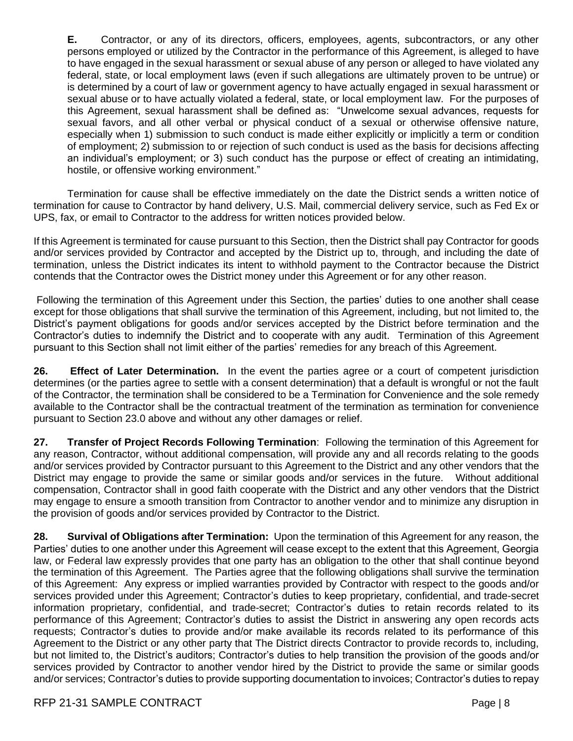**E.** Contractor, or any of its directors, officers, employees, agents, subcontractors, or any other persons employed or utilized by the Contractor in the performance of this Agreement, is alleged to have to have engaged in the sexual harassment or sexual abuse of any person or alleged to have violated any federal, state, or local employment laws (even if such allegations are ultimately proven to be untrue) or is determined by a court of law or government agency to have actually engaged in sexual harassment or sexual abuse or to have actually violated a federal, state, or local employment law. For the purposes of this Agreement, sexual harassment shall be defined as: "Unwelcome sexual advances, requests for sexual favors, and all other verbal or physical conduct of a sexual or otherwise offensive nature, especially when 1) submission to such conduct is made either explicitly or implicitly a term or condition of employment; 2) submission to or rejection of such conduct is used as the basis for decisions affecting an individual's employment; or 3) such conduct has the purpose or effect of creating an intimidating, hostile, or offensive working environment."

Termination for cause shall be effective immediately on the date the District sends a written notice of termination for cause to Contractor by hand delivery, U.S. Mail, commercial delivery service, such as Fed Ex or UPS, fax, or email to Contractor to the address for written notices provided below.

If this Agreement is terminated for cause pursuant to this Section, then the District shall pay Contractor for goods and/or services provided by Contractor and accepted by the District up to, through, and including the date of termination, unless the District indicates its intent to withhold payment to the Contractor because the District contends that the Contractor owes the District money under this Agreement or for any other reason.

Following the termination of this Agreement under this Section, the parties' duties to one another shall cease except for those obligations that shall survive the termination of this Agreement, including, but not limited to, the District's payment obligations for goods and/or services accepted by the District before termination and the Contractor's duties to indemnify the District and to cooperate with any audit. Termination of this Agreement pursuant to this Section shall not limit either of the parties' remedies for any breach of this Agreement.

**26. Effect of Later Determination.** In the event the parties agree or a court of competent jurisdiction determines (or the parties agree to settle with a consent determination) that a default is wrongful or not the fault of the Contractor, the termination shall be considered to be a Termination for Convenience and the sole remedy available to the Contractor shall be the contractual treatment of the termination as termination for convenience pursuant to Section 23.0 above and without any other damages or relief.

**27. Transfer of Project Records Following Termination**: Following the termination of this Agreement for any reason, Contractor, without additional compensation, will provide any and all records relating to the goods and/or services provided by Contractor pursuant to this Agreement to the District and any other vendors that the District may engage to provide the same or similar goods and/or services in the future. Without additional compensation, Contractor shall in good faith cooperate with the District and any other vendors that the District may engage to ensure a smooth transition from Contractor to another vendor and to minimize any disruption in the provision of goods and/or services provided by Contractor to the District.

**28. Survival of Obligations after Termination:** Upon the termination of this Agreement for any reason, the Parties' duties to one another under this Agreement will cease except to the extent that this Agreement, Georgia law, or Federal law expressly provides that one party has an obligation to the other that shall continue beyond the termination of this Agreement. The Parties agree that the following obligations shall survive the termination of this Agreement: Any express or implied warranties provided by Contractor with respect to the goods and/or services provided under this Agreement; Contractor's duties to keep proprietary, confidential, and trade-secret information proprietary, confidential, and trade-secret; Contractor's duties to retain records related to its performance of this Agreement; Contractor's duties to assist the District in answering any open records acts requests; Contractor's duties to provide and/or make available its records related to its performance of this Agreement to the District or any other party that The District directs Contractor to provide records to, including, but not limited to, the District's auditors; Contractor's duties to help transition the provision of the goods and/or services provided by Contractor to another vendor hired by the District to provide the same or similar goods and/or services; Contractor's duties to provide supporting documentation to invoices; Contractor's duties to repay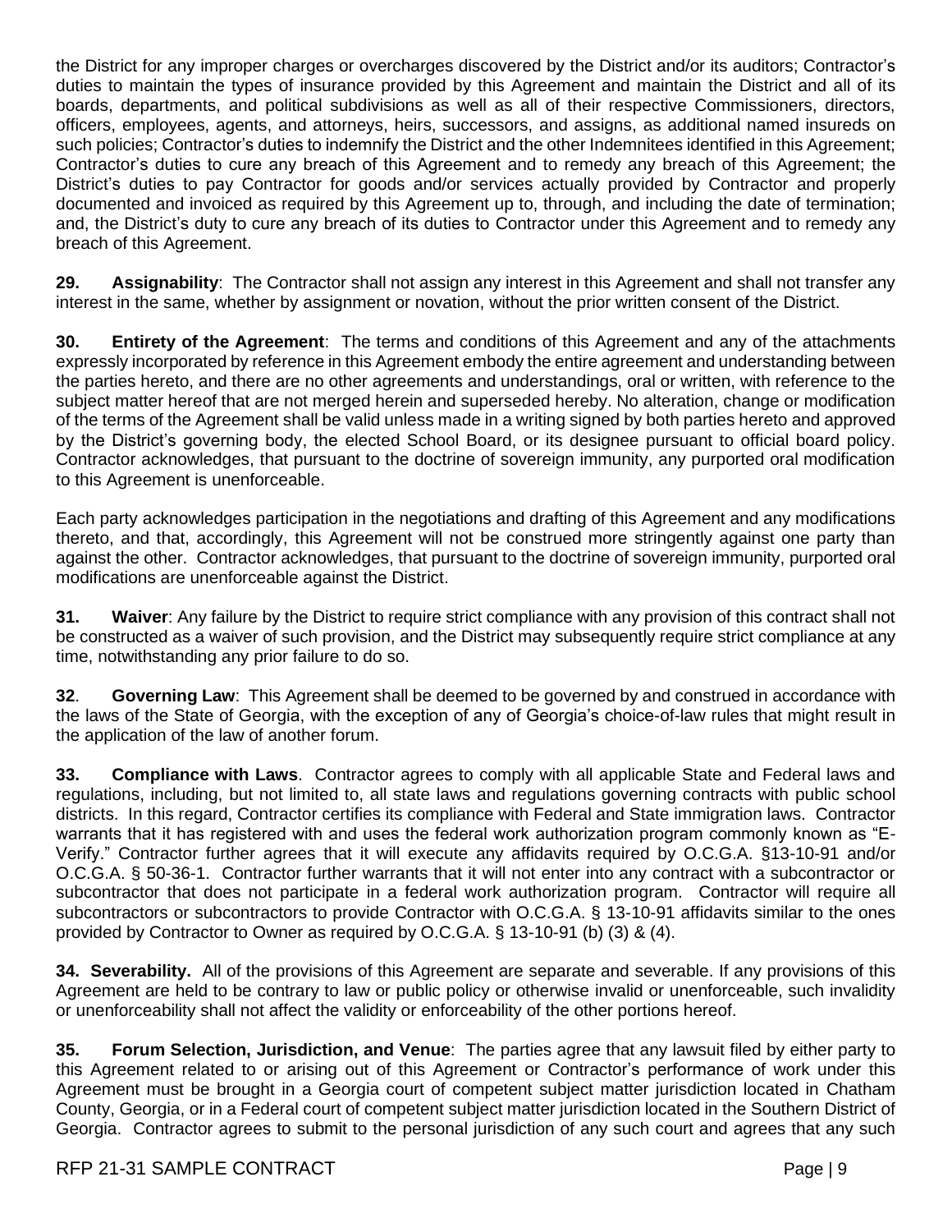the District for any improper charges or overcharges discovered by the District and/or its auditors; Contractor's duties to maintain the types of insurance provided by this Agreement and maintain the District and all of its boards, departments, and political subdivisions as well as all of their respective Commissioners, directors, officers, employees, agents, and attorneys, heirs, successors, and assigns, as additional named insureds on such policies; Contractor's duties to indemnify the District and the other Indemnitees identified in this Agreement; Contractor's duties to cure any breach of this Agreement and to remedy any breach of this Agreement; the District's duties to pay Contractor for goods and/or services actually provided by Contractor and properly documented and invoiced as required by this Agreement up to, through, and including the date of termination; and, the District's duty to cure any breach of its duties to Contractor under this Agreement and to remedy any breach of this Agreement.

**29. Assignability**: The Contractor shall not assign any interest in this Agreement and shall not transfer any interest in the same, whether by assignment or novation, without the prior written consent of the District.

**30. Entirety of the Agreement**: The terms and conditions of this Agreement and any of the attachments expressly incorporated by reference in this Agreement embody the entire agreement and understanding between the parties hereto, and there are no other agreements and understandings, oral or written, with reference to the subject matter hereof that are not merged herein and superseded hereby. No alteration, change or modification of the terms of the Agreement shall be valid unless made in a writing signed by both parties hereto and approved by the District's governing body, the elected School Board, or its designee pursuant to official board policy. Contractor acknowledges, that pursuant to the doctrine of sovereign immunity, any purported oral modification to this Agreement is unenforceable.

Each party acknowledges participation in the negotiations and drafting of this Agreement and any modifications thereto, and that, accordingly, this Agreement will not be construed more stringently against one party than against the other. Contractor acknowledges, that pursuant to the doctrine of sovereign immunity, purported oral modifications are unenforceable against the District.

**31. Waiver**: Any failure by the District to require strict compliance with any provision of this contract shall not be constructed as a waiver of such provision, and the District may subsequently require strict compliance at any time, notwithstanding any prior failure to do so.

**32**. **Governing Law**: This Agreement shall be deemed to be governed by and construed in accordance with the laws of the State of Georgia, with the exception of any of Georgia's choice-of-law rules that might result in the application of the law of another forum.

**33. Compliance with Laws**. Contractor agrees to comply with all applicable State and Federal laws and regulations, including, but not limited to, all state laws and regulations governing contracts with public school districts. In this regard, Contractor certifies its compliance with Federal and State immigration laws. Contractor warrants that it has registered with and uses the federal work authorization program commonly known as "E-Verify." Contractor further agrees that it will execute any affidavits required by O.C.G.A. §13-10-91 and/or O.C.G.A. § 50-36-1. Contractor further warrants that it will not enter into any contract with a subcontractor or subcontractor that does not participate in a federal work authorization program. Contractor will require all subcontractors or subcontractors to provide Contractor with O.C.G.A. § 13-10-91 affidavits similar to the ones provided by Contractor to Owner as required by O.C.G.A. § 13-10-91 (b) (3) & (4).

**34. Severability.** All of the provisions of this Agreement are separate and severable. If any provisions of this Agreement are held to be contrary to law or public policy or otherwise invalid or unenforceable, such invalidity or unenforceability shall not affect the validity or enforceability of the other portions hereof.

**35. Forum Selection, Jurisdiction, and Venue**: The parties agree that any lawsuit filed by either party to this Agreement related to or arising out of this Agreement or Contractor's performance of work under this Agreement must be brought in a Georgia court of competent subject matter jurisdiction located in Chatham County, Georgia, or in a Federal court of competent subject matter jurisdiction located in the Southern District of Georgia. Contractor agrees to submit to the personal jurisdiction of any such court and agrees that any such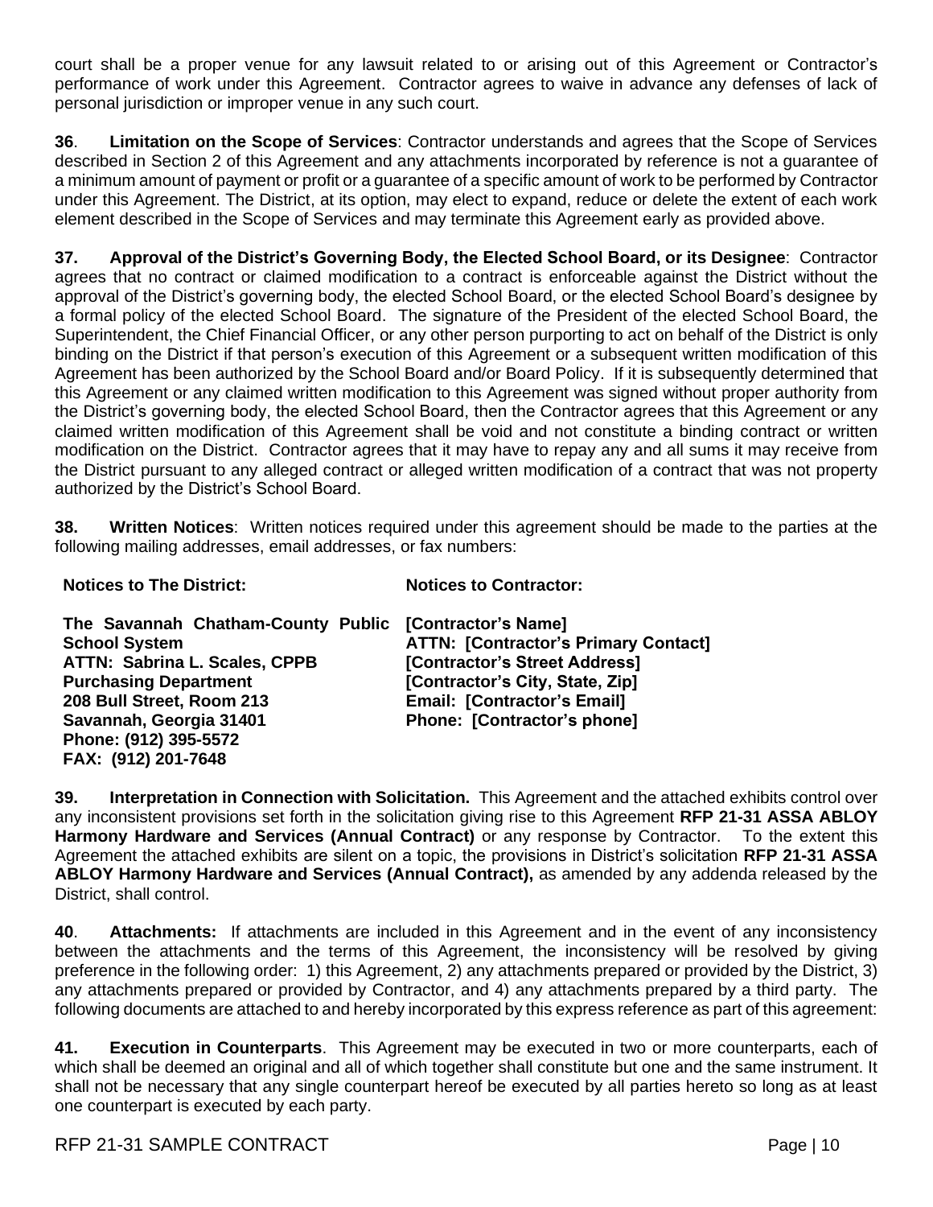court shall be a proper venue for any lawsuit related to or arising out of this Agreement or Contractor's performance of work under this Agreement. Contractor agrees to waive in advance any defenses of lack of personal jurisdiction or improper venue in any such court.

**36**. **Limitation on the Scope of Services**: Contractor understands and agrees that the Scope of Services described in Section 2 of this Agreement and any attachments incorporated by reference is not a guarantee of a minimum amount of payment or profit or a guarantee of a specific amount of work to be performed by Contractor under this Agreement. The District, at its option, may elect to expand, reduce or delete the extent of each work element described in the Scope of Services and may terminate this Agreement early as provided above.

**37. Approval of the District's Governing Body, the Elected School Board, or its Designee**: Contractor agrees that no contract or claimed modification to a contract is enforceable against the District without the approval of the District's governing body, the elected School Board, or the elected School Board's designee by a formal policy of the elected School Board. The signature of the President of the elected School Board, the Superintendent, the Chief Financial Officer, or any other person purporting to act on behalf of the District is only binding on the District if that person's execution of this Agreement or a subsequent written modification of this Agreement has been authorized by the School Board and/or Board Policy. If it is subsequently determined that this Agreement or any claimed written modification to this Agreement was signed without proper authority from the District's governing body, the elected School Board, then the Contractor agrees that this Agreement or any claimed written modification of this Agreement shall be void and not constitute a binding contract or written modification on the District. Contractor agrees that it may have to repay any and all sums it may receive from the District pursuant to any alleged contract or alleged written modification of a contract that was not property authorized by the District's School Board.

**38. Written Notices**: Written notices required under this agreement should be made to the parties at the following mailing addresses, email addresses, or fax numbers:

| **Notices to The District:** | **Notices to Contractor:** |
|---|---|
| **The Savannah Chatham-County Public School System** | **[Contractor's Name]** |
| **ATTN: Sabrina L. Scales, CPPB** | **ATTN: [Contractor's Primary Contact]** |
| **Purchasing Department** | **[Contractor's Street Address]** |
| **208 Bull Street, Room 213** | **[Contractor's City, State, Zip]** |
| **Savannah, Georgia 31401** | **Email: [Contractor's Email]** |
| **Phone: (912) 395-5572** | **Phone: [Contractor's phone]** |
| **FAX: (912) 201-7648** | |

**39. Interpretation in Connection with Solicitation.** This Agreement and the attached exhibits control over any inconsistent provisions set forth in the solicitation giving rise to this Agreement **RFP 21-31 ASSA ABLOY Harmony Hardware and Services (Annual Contract)** or any response by Contractor. To the extent this Agreement the attached exhibits are silent on a topic, the provisions in District's solicitation **RFP 21-31 ASSA ABLOY Harmony Hardware and Services (Annual Contract),** as amended by any addenda released by the District, shall control.

**40**. **Attachments:** If attachments are included in this Agreement and in the event of any inconsistency between the attachments and the terms of this Agreement, the inconsistency will be resolved by giving preference in the following order: 1) this Agreement, 2) any attachments prepared or provided by the District, 3) any attachments prepared or provided by Contractor, and 4) any attachments prepared by a third party. The following documents are attached to and hereby incorporated by this express reference as part of this agreement:

**41. Execution in Counterparts**. This Agreement may be executed in two or more counterparts, each of which shall be deemed an original and all of which together shall constitute but one and the same instrument. It shall not be necessary that any single counterpart hereof be executed by all parties hereto so long as at least one counterpart is executed by each party.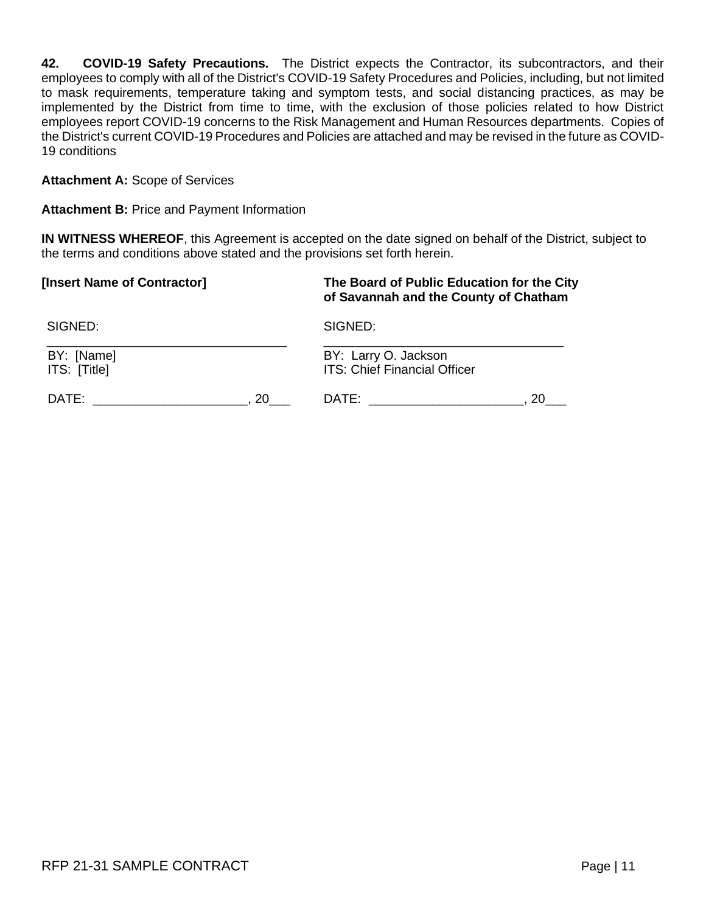**42. COVID-19 Safety Precautions.** The District expects the Contractor, its subcontractors, and their employees to comply with all of the District's COVID-19 Safety Procedures and Policies, including, but not limited to mask requirements, temperature taking and symptom tests, and social distancing practices, as may be implemented by the District from time to time, with the exclusion of those policies related to how District employees report COVID-19 concerns to the Risk Management and Human Resources departments. Copies of the District's current COVID-19 Procedures and Policies are attached and may be revised in the future as COVID-19 conditions

**Attachment A:** Scope of Services

**Attachment B:** Price and Payment Information

**IN WITNESS WHEREOF**, this Agreement is accepted on the date signed on behalf of the District, subject to the terms and conditions above stated and the provisions set forth herein.

| **[Insert Name of Contractor]** | **The Board of Public Education for the City of Savannah and the County of Chatham** |
|---|---|
| SIGNED: ________________________________ | SIGNED: ________________________________ |
| BY: [Name]<br>ITS: [Title] | BY: Larry O. Jackson<br>ITS: Chief Financial Officer |
| DATE: _____________________, 20___ | DATE: _____________________, 20___ |

RFP 21-31 SAMPLE CONTRACT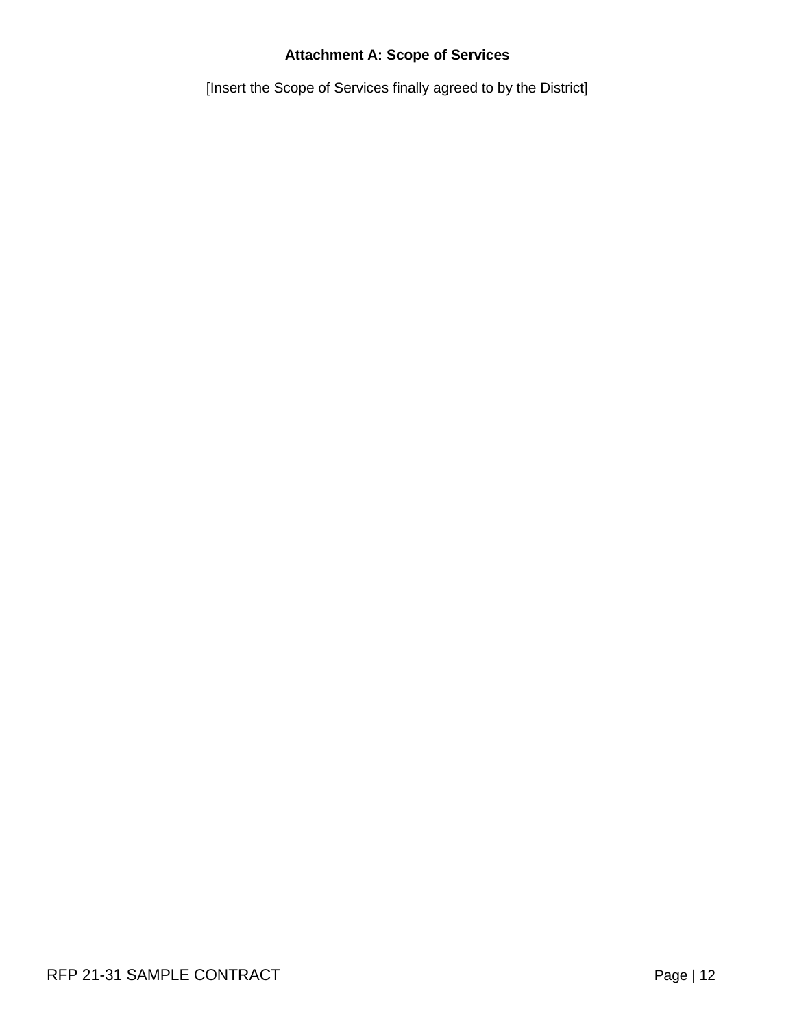**Attachment A: Scope of Services**

[Insert the Scope of Services finally agreed to by the District]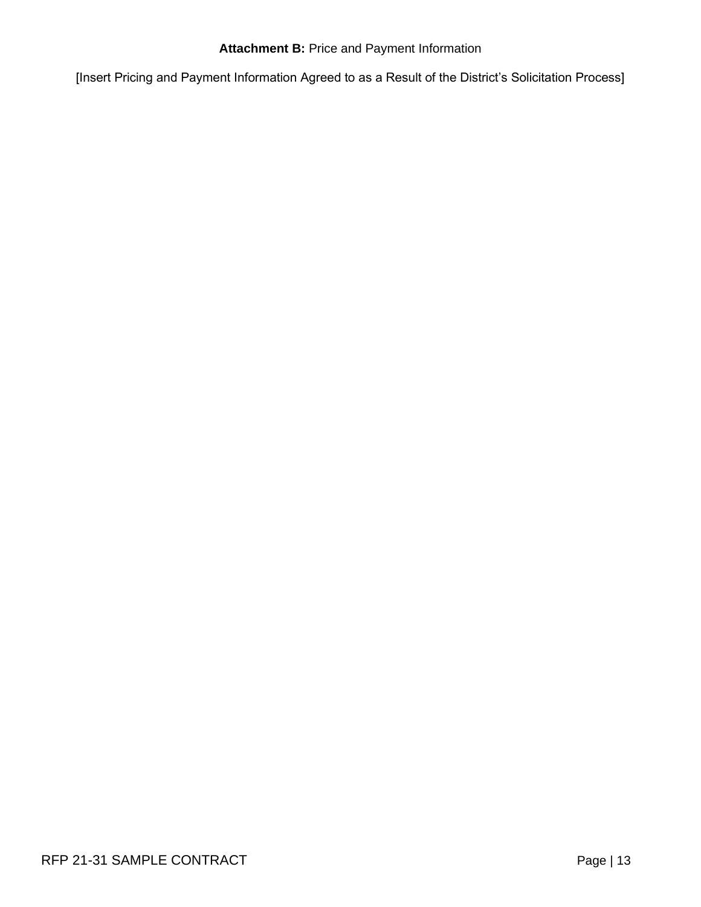**Attachment B:** Price and Payment Information

[Insert Pricing and Payment Information Agreed to as a Result of the District's Solicitation Process]